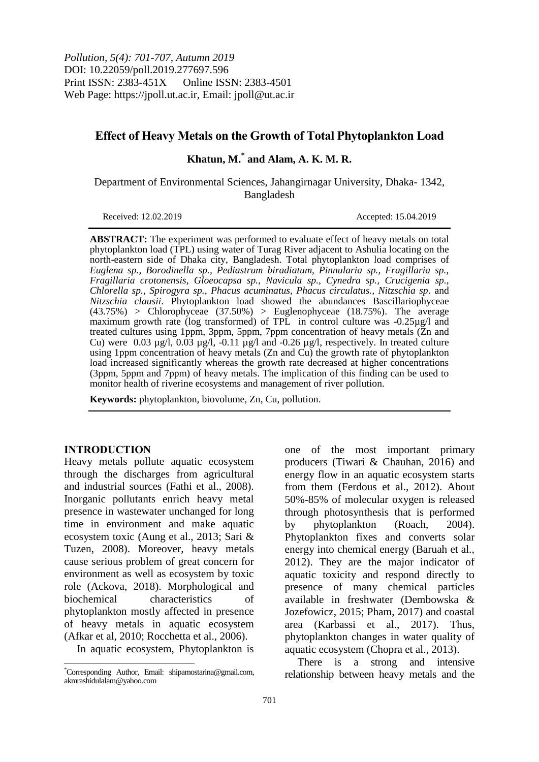*Pollution, 5(4): 701-707, Autumn 2019*
DOI: 10.22059/poll.2019.277697.596
Print ISSN: 2383-451X Online ISSN: 2383-4501
Web Page: https://jpoll.ut.ac.ir, Email: jpoll@ut.ac.ir

# Effect of Heavy Metals on the Growth of Total Phytoplankton Load

**Khatun, M.[*] and Alam, A. K. M. R.**

Department of Environmental Sciences, Jahangirnagar University, Dhaka- 1342, Bangladesh

Received: 12.02.2019 Accepted: 15.04.2019

**ABSTRACT:** The experiment was performed to evaluate effect of heavy metals on total phytoplankton load (TPL) using water of Turag River adjacent to Ashulia locating on the north-eastern side of Dhaka city, Bangladesh. Total phytoplankton load comprises of *Euglena sp., Borodinella sp., Pediastrum biradiatum, Pinnularia sp., Fragillaria sp., Fragillaria crotonensis, Gloeocapsa sp., Navicula sp., Cynedra sp., Crucigenia sp., Chlorella sp., Spirogyra sp., Phacus acuminatus, Phacus circulatus., Nitzschia sp*. and *Nitzschia clausii*. Phytoplankton load showed the abundances Bascillariophyceae (43.75%) > Chlorophyceae (37.50%) > Euglenophyceae (18.75%). The average maximum growth rate (log transformed) of TPL in control culture was -0.25µg/l and treated cultures using 1ppm, 3ppm, 5ppm, 7ppm concentration of heavy metals (Zn and Cu) were 0.03 µg/l, 0.03 µg/l, -0.11 µg/l and -0.26 µg/l, respectively. In treated culture using 1ppm concentration of heavy metals (Zn and Cu) the growth rate of phytoplankton load increased significantly whereas the growth rate decreased at higher concentrations (3ppm, 5ppm and 7ppm) of heavy metals. The implication of this finding can be used to monitor health of riverine ecosystems and management of river pollution.

**Keywords:** phytoplankton, biovolume, Zn, Cu, pollution.

## INTRODUCTION

Heavy metals pollute aquatic ecosystem through the discharges from agricultural and industrial sources (Fathi et al., 2008). Inorganic pollutants enrich heavy metal presence in wastewater unchanged for long time in environment and make aquatic ecosystem toxic (Aung et al., 2013; Sari & Tuzen, 2008). Moreover, heavy metals cause serious problem of great concern for environment as well as ecosystem by toxic role (Ackova, 2018). Morphological and biochemical characteristics of phytoplankton mostly affected in presence of heavy metals in aquatic ecosystem (Afkar et al, 2010; Rocchetta et al., 2006).

In aquatic ecosystem, Phytoplankton is one of the most important primary producers (Tiwari & Chauhan, 2016) and energy flow in an aquatic ecosystem starts from them (Ferdous et al., 2012). About 50%-85% of molecular oxygen is released through photosynthesis that is performed by phytoplankton (Roach, 2004). Phytoplankton fixes and converts solar energy into chemical energy (Baruah et al., 2012). They are the major indicator of aquatic toxicity and respond directly to presence of many chemical particles available in freshwater (Dembowska & Jozefowicz, 2015; Pham, 2017) and coastal area (Karbassi et al., 2017). Thus, phytoplankton changes in water quality of aquatic ecosystem (Chopra et al., 2013).

There is a strong and intensive relationship between heavy metals and the

[*]Corresponding Author, Email: shipamostarina@gmail.com, akmrashidulalam@yahoo.com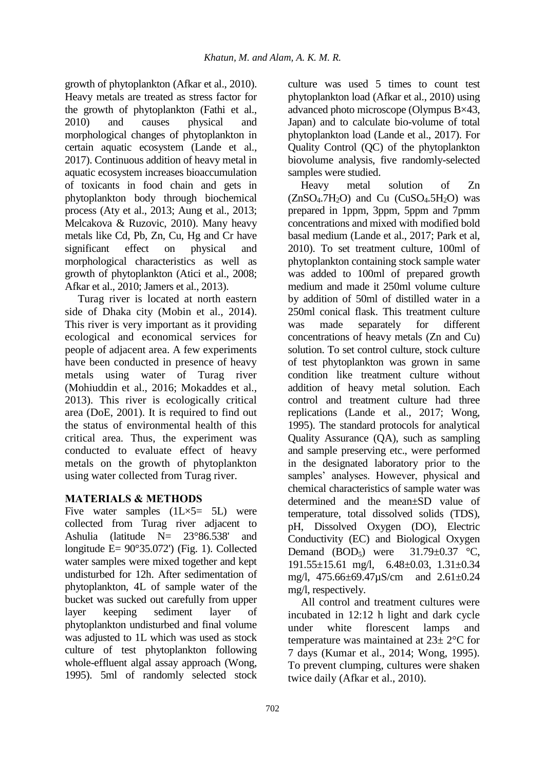growth of phytoplankton (Afkar et al., 2010). Heavy metals are treated as stress factor for the growth of phytoplankton (Fathi et al., 2010) and causes physical and morphological changes of phytoplankton in certain aquatic ecosystem (Lande et al., 2017). Continuous addition of heavy metal in aquatic ecosystem increases bioaccumulation of toxicants in food chain and gets in phytoplankton body through biochemical process (Aty et al., 2013; Aung et al., 2013; Melcakova & Ruzovic, 2010). Many heavy metals like Cd, Pb, Zn, Cu, Hg and Cr have significant effect on physical and morphological characteristics as well as growth of phytoplankton (Atici et al., 2008; Afkar et al., 2010; Jamers et al., 2013).

Turag river is located at north eastern side of Dhaka city (Mobin et al., 2014). This river is very important as it providing ecological and economical services for people of adjacent area. A few experiments have been conducted in presence of heavy metals using water of Turag river (Mohiuddin et al., 2016; Mokaddes et al., 2013). This river is ecologically critical area (DoE, 2001). It is required to find out the status of environmental health of this critical area. Thus, the experiment was conducted to evaluate effect of heavy metals on the growth of phytoplankton using water collected from Turag river.

## MATERIALS & METHODS

Five water samples (1L×5= 5L) were collected from Turag river adjacent to Ashulia (latitude N= 23°86.538' and longitude E= 90°35.072') (Fig. 1). Collected water samples were mixed together and kept undisturbed for 12h. After sedimentation of phytoplankton, 4L of sample water of the bucket was sucked out carefully from upper layer keeping sediment layer of phytoplankton undisturbed and final volume was adjusted to 1L which was used as stock culture of test phytoplankton following whole-effluent algal assay approach (Wong, 1995). 5ml of randomly selected stock culture was used 5 times to count test phytoplankton load (Afkar et al., 2010) using advanced photo microscope (Olympus B×43, Japan) and to calculate bio-volume of total phytoplankton load (Lande et al., 2017). For Quality Control (QC) of the phytoplankton biovolume analysis, five randomly-selected samples were studied.

Heavy metal solution of Zn ($ZnSO_4.7H_2O$) and Cu ($CuSO_4.5H_2O$) was prepared in 1ppm, 3ppm, 5ppm and 7pmm concentrations and mixed with modified bold basal medium (Lande et al., 2017; Park et al, 2010). To set treatment culture, 100ml of phytoplankton containing stock sample water was added to 100ml of prepared growth medium and made it 250ml volume culture by addition of 50ml of distilled water in a 250ml conical flask. This treatment culture was made separately for different concentrations of heavy metals (Zn and Cu) solution. To set control culture, stock culture of test phytoplankton was grown in same condition like treatment culture without addition of heavy metal solution. Each control and treatment culture had three replications (Lande et al., 2017; Wong, 1995). The standard protocols for analytical Quality Assurance (QA), such as sampling and sample preserving etc., were performed in the designated laboratory prior to the samples' analyses. However, physical and chemical characteristics of sample water was determined and the mean±SD value of temperature, total dissolved solids (TDS), pH, Dissolved Oxygen (DO), Electric Conductivity (EC) and Biological Oxygen Demand ($BOD_5$) were 31.79±0.37 °C, 191.55±15.61 mg/l, 6.48±0.03, 1.31±0.34 mg/l, 475.66±69.47µS/cm and 2.61±0.24 mg/l, respectively.

All control and treatment cultures were incubated in 12:12 h light and dark cycle under white florescent lamps and temperature was maintained at 23± 2°C for 7 days (Kumar et al., 2014; Wong, 1995). To prevent clumping, cultures were shaken twice daily (Afkar et al., 2010).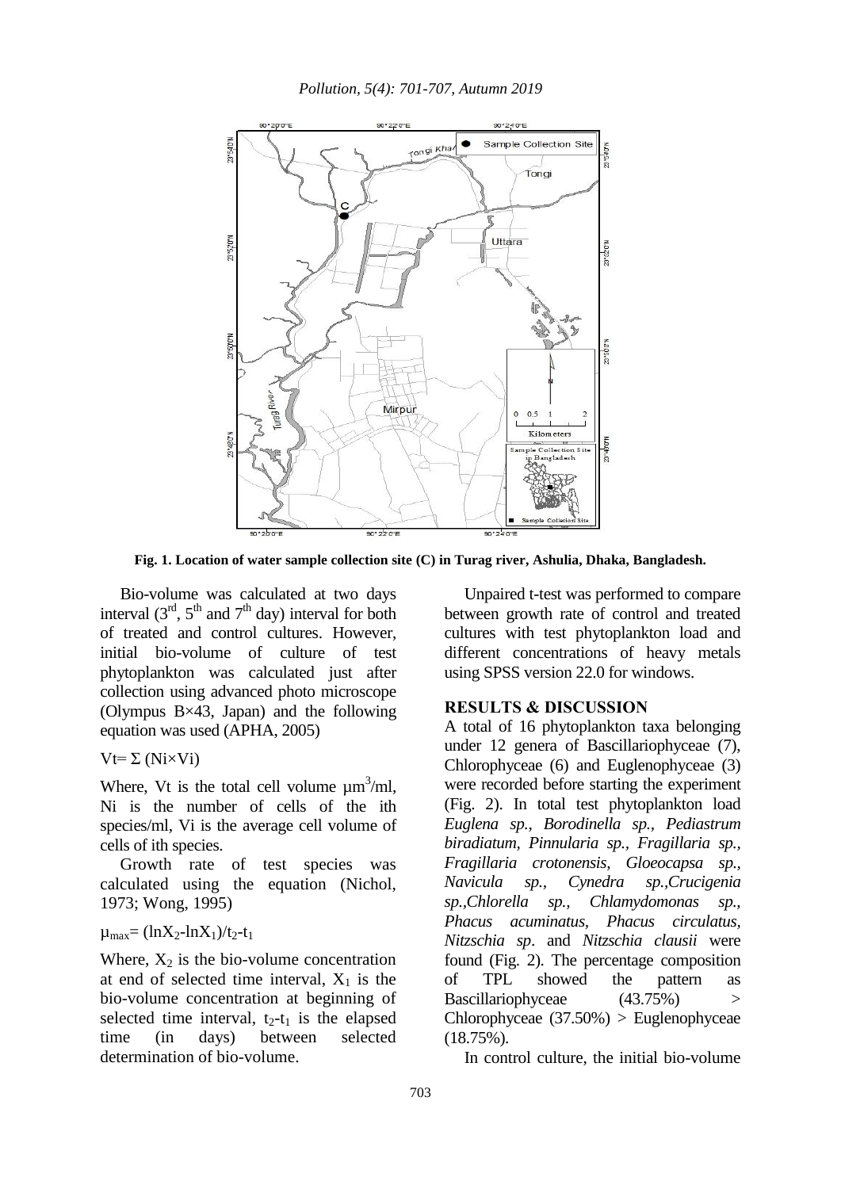**Fig. 1. Location of water sample collection site (C) in Turag river, Ashulia, Dhaka, Bangladesh.**

Bio-volume was calculated at two days interval (3[rd], 5[th] and 7[th] day) interval for both of treated and control cultures. However, initial bio-volume of culture of test phytoplankton was calculated just after collection using advanced photo microscope (Olympus B×43, Japan) and the following equation was used (APHA, 2005)

$$Vt = \Sigma (Ni \times Vi)$$

Where, Vt is the total cell volume $\mu m^3$/ml, Ni is the number of cells of the ith species/ml, Vi is the average cell volume of cells of ith species.

Growth rate of test species was calculated using the equation (Nichol, 1973; Wong, 1995)

$$\mu_{max} = (\ln X_2 - \ln X_1)/t_2 - t_1$$

Where, $X_2$ is the bio-volume concentration at end of selected time interval, $X_1$ is the bio-volume concentration at beginning of selected time interval, $t_2$-$t_1$ is the elapsed time (in days) between selected determination of bio-volume.

Unpaired t-test was performed to compare between growth rate of control and treated cultures with test phytoplankton load and different concentrations of heavy metals using SPSS version 22.0 for windows.

## RESULTS & DISCUSSION

A total of 16 phytoplankton taxa belonging under 12 genera of Bascillariophyceae (7), Chlorophyceae (6) and Euglenophyceae (3) were recorded before starting the experiment (Fig. 2). In total test phytoplankton load *Euglena sp., Borodinella sp., Pediastrum biradiatum, Pinnularia sp., Fragillaria sp., Fragillaria crotonensis, Gloeocapsa sp., Navicula sp., Cynedra sp.,Crucigenia sp.,Chlorella sp., Chlamydomonas sp., Phacus acuminatus, Phacus circulatus, Nitzschia sp*. and *Nitzschia clausii* were found (Fig. 2). The percentage composition of TPL showed the pattern as Bascillariophyceae (43.75%) > Chlorophyceae (37.50%) > Euglenophyceae (18.75%).

In control culture, the initial bio-volume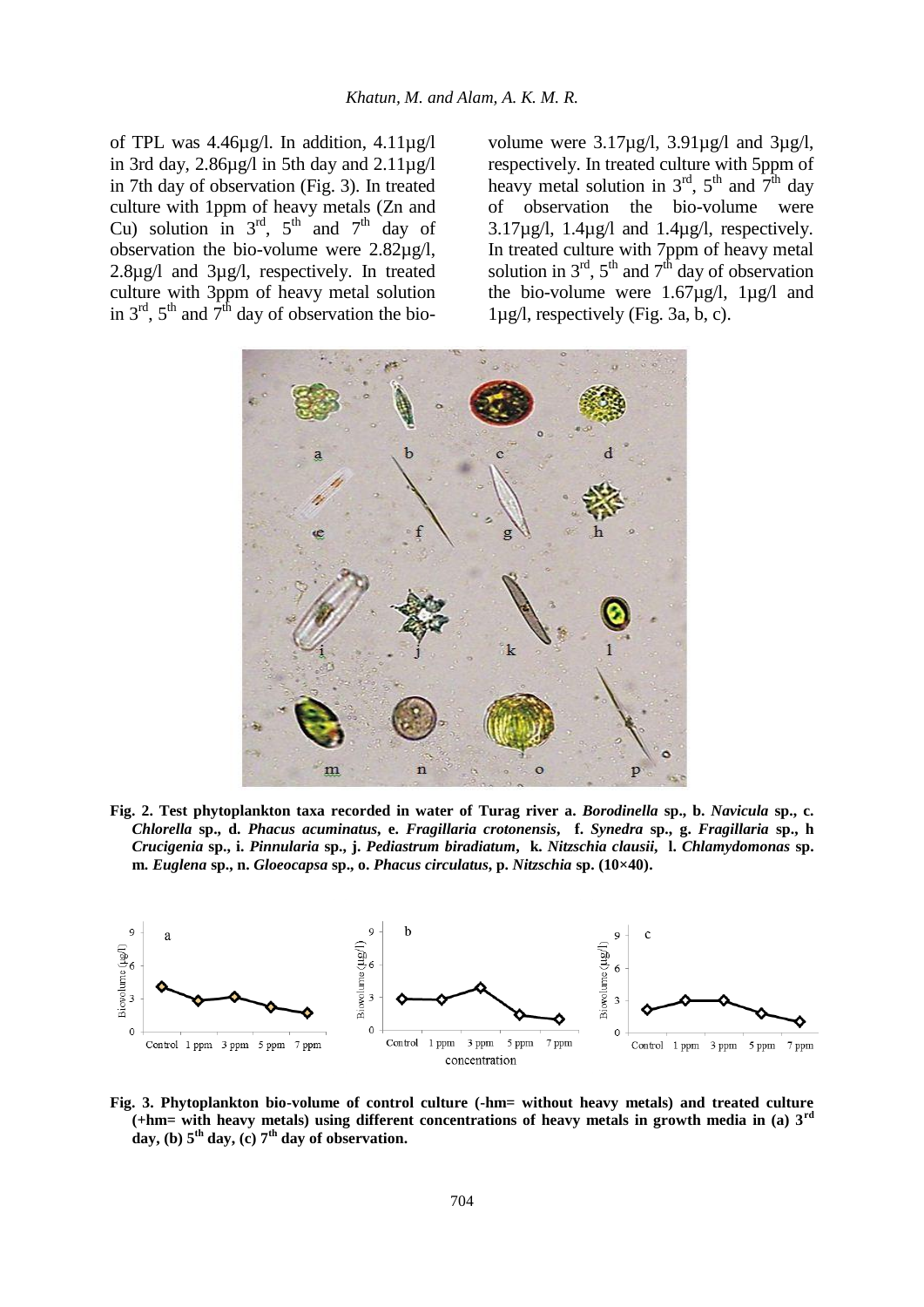of TPL was 4.46µg/l. In addition, 4.11µg/l in 3rd day, 2.86µg/l in 5th day and 2.11µg/l in 7th day of observation (Fig. 3). In treated culture with 1ppm of heavy metals (Zn and Cu) solution in 3rd, 5th and 7th day of observation the bio-volume were 2.82µg/l, 2.8µg/l and 3µg/l, respectively. In treated culture with 3ppm of heavy metal solution in 3rd, 5th and 7th day of observation the bio-volume were 3.17µg/l, 3.91µg/l and 3µg/l, respectively. In treated culture with 5ppm of heavy metal solution in 3rd, 5th and 7th day of observation the bio-volume were 3.17µg/l, 1.4µg/l and 1.4µg/l, respectively. In treated culture with 7ppm of heavy metal solution in 3rd, 5th and 7th day of observation the bio-volume were 1.67µg/l, 1µg/l and 1µg/l, respectively (Fig. 3a, b, c).

**Fig. 2. Test phytoplankton taxa recorded in water of Turag river a. *Borodinella* sp., b. *Navicula* sp., c. *Chlorella* sp., d. *Phacus acuminatus*, e. *Fragillaria crotonensis*, f. *Synedra* sp., g. *Fragillaria* sp., h *Crucigenia* sp., i. *Pinnularia* sp., j. *Pediastrum biradiatum*, k. *Nitzschia clausii*, l. *Chlamydomonas* sp. m. *Euglena* sp., n. *Gloeocapsa* sp., o. *Phacus circulatus*, p. *Nitzschia* sp. (10×40).**

**Fig. 3. Phytoplankton bio-volume of control culture (-hm= without heavy metals) and treated culture (+hm= with heavy metals) using different concentrations of heavy metals in growth media in (a) 3rd day, (b) 5th day, (c) 7th day of observation.**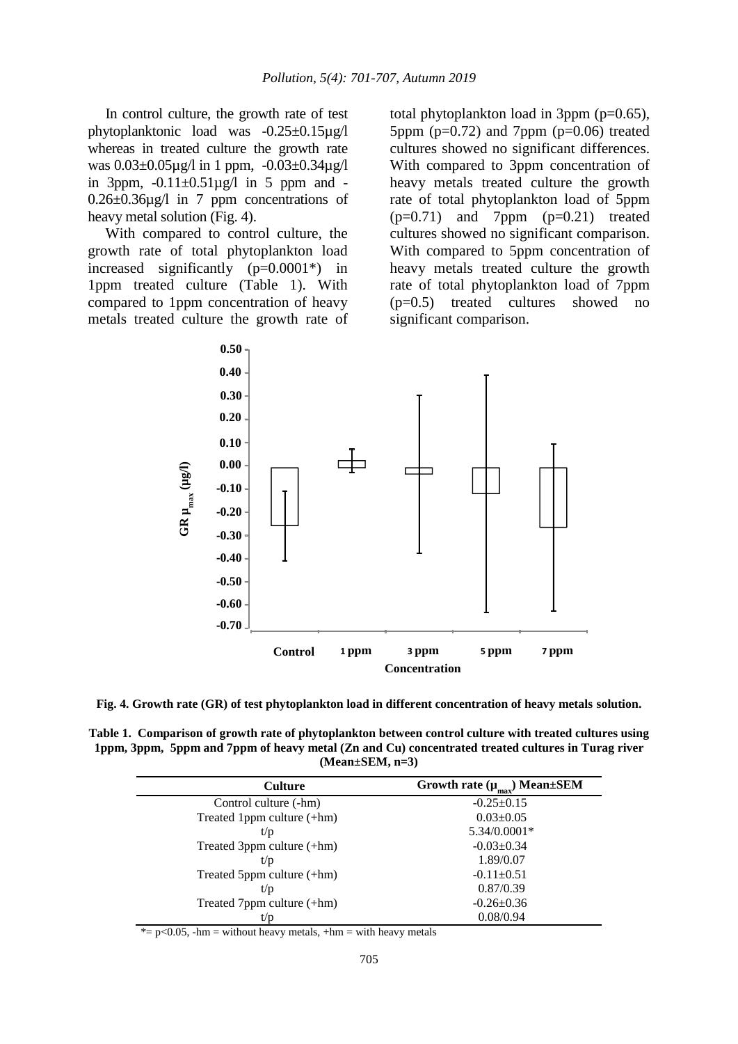In control culture, the growth rate of test phytoplanktonic load was -0.25±0.15µg/l whereas in treated culture the growth rate was 0.03±0.05µg/l in 1 ppm, -0.03±0.34µg/l in 3ppm, -0.11±0.51µg/l in 5 ppm and -0.26±0.36µg/l in 7 ppm concentrations of heavy metal solution (Fig. 4).

With compared to control culture, the growth rate of total phytoplankton load increased significantly ($p=0.0001$*) in 1ppm treated culture (Table 1). With compared to 1ppm concentration of heavy metals treated culture the growth rate of total phytoplankton load in 3ppm ($p=0.65$), 5ppm ($p=0.72$) and 7ppm ($p=0.06$) treated cultures showed no significant differences. With compared to 3ppm concentration of heavy metals treated culture the growth rate of total phytoplankton load of 5ppm ($p=0.71$) and 7ppm ($p=0.21$) treated cultures showed no significant comparison. With compared to 5ppm concentration of heavy metals treated culture the growth rate of total phytoplankton load of 7ppm ($p=0.5$) treated cultures showed no significant comparison.

**Fig. 4. Growth rate (GR) of test phytoplankton load in different concentration of heavy metals solution.**

**Table 1. Comparison of growth rate of phytoplankton between control culture with treated cultures using 1ppm, 3ppm, 5ppm and 7ppm of heavy metal (Zn and Cu) concentrated treated cultures in Turag river (Mean±SEM, n=3)**

| Culture | Growth rate ($\mu_{max}$) Mean±SEM |
|---|---|
| Control culture (-hm) | -0.25±0.15 |
| Treated 1ppm culture (+hm) | 0.03±0.05 |
| t/p | 5.34/0.0001* |
| Treated 3ppm culture (+hm) | -0.03±0.34 |
| t/p | 1.89/0.07 |
| Treated 5ppm culture (+hm) | -0.11±0.51 |
| t/p | 0.87/0.39 |
| Treated 7ppm culture (+hm) | -0.26±0.36 |
| t/p | 0.08/0.94 |

*= $p<0.05$, -hm = without heavy metals, +hm = with heavy metals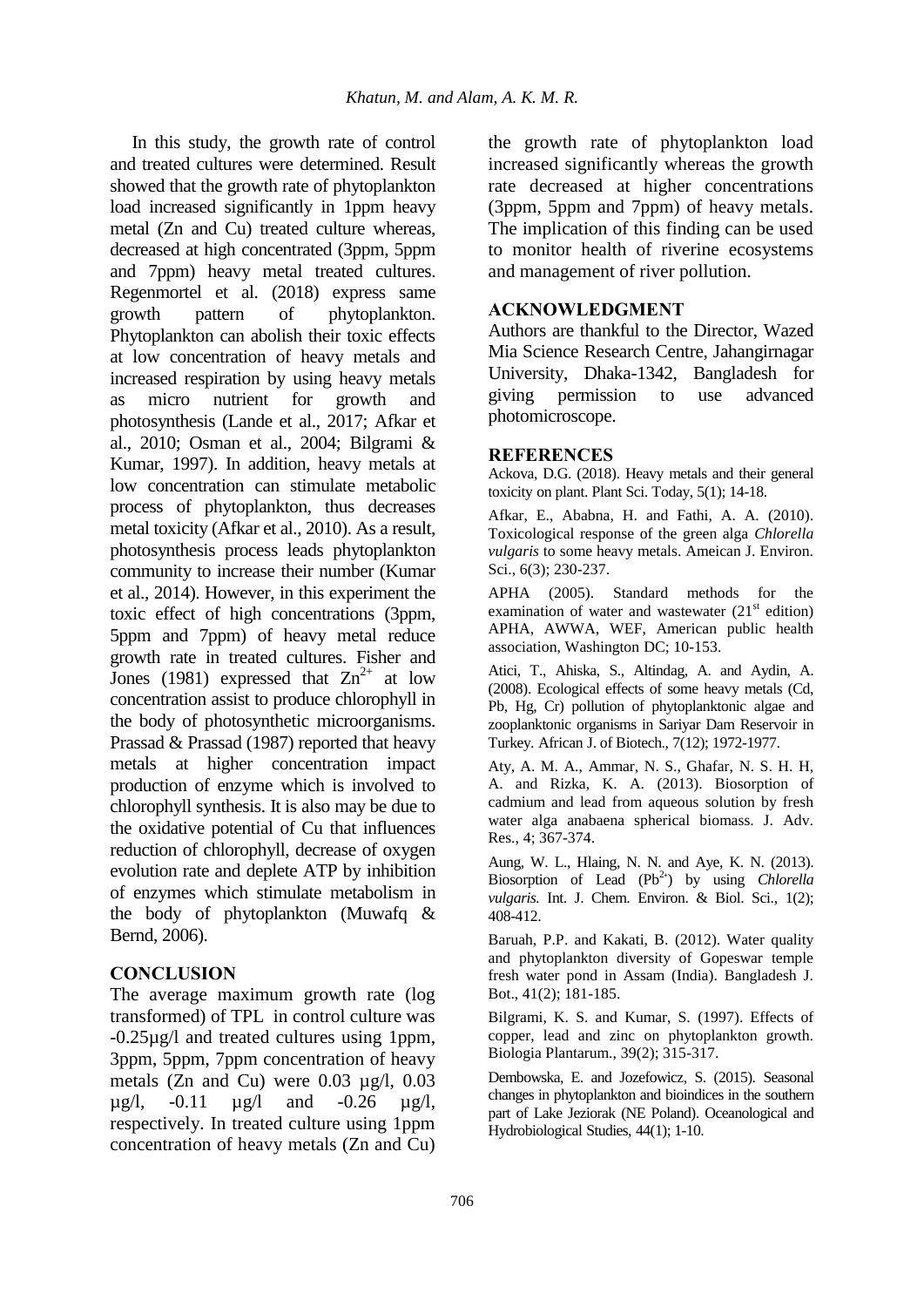In this study, the growth rate of control and treated cultures were determined. Result showed that the growth rate of phytoplankton load increased significantly in 1ppm heavy metal (Zn and Cu) treated culture whereas, decreased at high concentrated (3ppm, 5ppm and 7ppm) heavy metal treated cultures. Regenmortel et al. (2018) express same growth pattern of phytoplankton. Phytoplankton can abolish their toxic effects at low concentration of heavy metals and increased respiration by using heavy metals as micro nutrient for growth and photosynthesis (Lande et al., 2017; Afkar et al., 2010; Osman et al., 2004; Bilgrami & Kumar, 1997). In addition, heavy metals at low concentration can stimulate metabolic process of phytoplankton, thus decreases metal toxicity (Afkar et al., 2010). As a result, photosynthesis process leads phytoplankton community to increase their number (Kumar et al., 2014). However, in this experiment the toxic effect of high concentrations (3ppm, 5ppm and 7ppm) of heavy metal reduce growth rate in treated cultures. Fisher and Jones (1981) expressed that $Zn^{2+}$ at low concentration assist to produce chlorophyll in the body of photosynthetic microorganisms. Prassad & Prassad (1987) reported that heavy metals at higher concentration impact production of enzyme which is involved to chlorophyll synthesis. It is also may be due to the oxidative potential of Cu that influences reduction of chlorophyll, decrease of oxygen evolution rate and deplete ATP by inhibition of enzymes which stimulate metabolism in the body of phytoplankton (Muwafq & Bernd, 2006).

## CONCLUSION

The average maximum growth rate (log transformed) of TPL in control culture was -0.25µg/l and treated cultures using 1ppm, 3ppm, 5ppm, 7ppm concentration of heavy metals (Zn and Cu) were 0.03 µg/l, 0.03 µg/l, -0.11 µg/l and -0.26 µg/l, respectively. In treated culture using 1ppm concentration of heavy metals (Zn and Cu) the growth rate of phytoplankton load increased significantly whereas the growth rate decreased at higher concentrations (3ppm, 5ppm and 7ppm) of heavy metals. The implication of this finding can be used to monitor health of riverine ecosystems and management of river pollution.

## ACKNOWLEDGMENT

Authors are thankful to the Director, Wazed Mia Science Research Centre, Jahangirnagar University, Dhaka-1342, Bangladesh for giving permission to use advanced photomicroscope.

## REFERENCES

Ackova, D.G. (2018). Heavy metals and their general toxicity on plant. Plant Sci. Today, 5(1); 14-18.

Afkar, E., Ababna, H. and Fathi, A. A. (2010). Toxicological response of the green alga *Chlorella vulgaris* to some heavy metals. Ameican J. Environ. Sci., 6(3); 230-237.

APHA (2005). Standard methods for the examination of water and wastewater (21[st] edition) APHA, AWWA, WEF, American public health association, Washington DC; 10-153.

Atici, T., Ahiska, S., Altindag, A. and Aydin, A. (2008). Ecological effects of some heavy metals (Cd, Pb, Hg, Cr) pollution of phytoplanktonic algae and zooplanktonic organisms in Sariyar Dam Reservoir in Turkey. African J. of Biotech., 7(12); 1972-1977.

Aty, A. M. A., Ammar, N. S., Ghafar, N. S. H. H, A. and Rizka, K. A. (2013). Biosorption of cadmium and lead from aqueous solution by fresh water alga anabaena spherical biomass. J. Adv. Res., 4; 367-374.

Aung, W. L., Hlaing, N. N. and Aye, K. N. (2013). Biosorption of Lead ($Pb^{2+}$) by using *Chlorella vulgaris.* Int. J. Chem. Environ. & Biol. Sci., 1(2); 408-412.

Baruah, P.P. and Kakati, B. (2012). Water quality and phytoplankton diversity of Gopeswar temple fresh water pond in Assam (India). Bangladesh J. Bot., 41(2); 181-185.

Bilgrami, K. S. and Kumar, S. (1997). Effects of copper, lead and zinc on phytoplankton growth. Biologia Plantarum., 39(2); 315-317.

Dembowska, E. and Jozefowicz, S. (2015). Seasonal changes in phytoplankton and bioindices in the southern part of Lake Jeziorak (NE Poland). Oceanological and Hydrobiological Studies, 44(1); 1-10.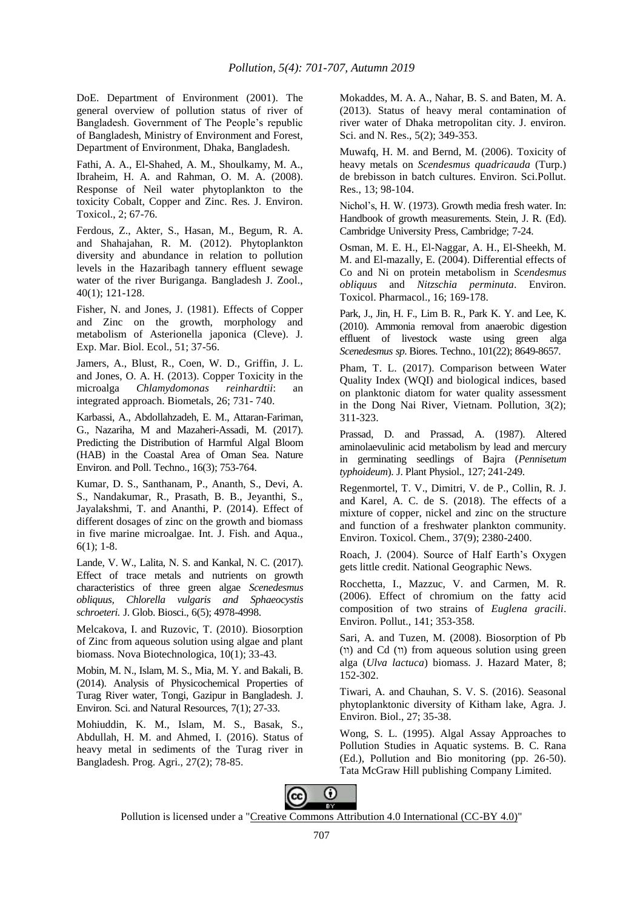DoE. Department of Environment (2001). The general overview of pollution status of river of Bangladesh. Government of The People's republic of Bangladesh, Ministry of Environment and Forest, Department of Environment, Dhaka, Bangladesh.

Fathi, A. A., El-Shahed, A. M., Shoulkamy, M. A., Ibraheim, H. A. and Rahman, O. M. A. (2008). Response of Neil water phytoplankton to the toxicity Cobalt, Copper and Zinc. Res. J. Environ. Toxicol., 2; 67-76.

Ferdous, Z., Akter, S., Hasan, M., Begum, R. A. and Shahajahan, R. M. (2012). Phytoplankton diversity and abundance in relation to pollution levels in the Hazaribagh tannery effluent sewage water of the river Buriganga. Bangladesh J. Zool., 40(1); 121-128.

Fisher, N. and Jones, J. (1981). Effects of Copper and Zinc on the growth, morphology and metabolism of Asterionella japonica (Cleve). J. Exp. Mar. Biol. Ecol., 51; 37-56.

Jamers, A., Blust, R., Coen, W. D., Griffin, J. L. and Jones, O. A. H. (2013). Copper Toxicity in the microalga *Chlamydomonas reinhardtii*: an integrated approach. Biometals, 26; 731- 740.

Karbassi, A., Abdollahzadeh, E. M., Attaran-Fariman, G., Nazariha, M and Mazaheri-Assadi, M. (2017). Predicting the Distribution of Harmful Algal Bloom (HAB) in the Coastal Area of Oman Sea. Nature Environ. and Poll. Techno., 16(3); 753-764.

Kumar, D. S., Santhanam, P., Ananth, S., Devi, A. S., Nandakumar, R., Prasath, B. B., Jeyanthi, S., Jayalakshmi, T. and Ananthi, P. (2014). Effect of different dosages of zinc on the growth and biomass in five marine microalgae. Int. J. Fish. and Aqua., 6(1); 1-8.

Lande, V. W., Lalita, N. S. and Kankal, N. C. (2017). Effect of trace metals and nutrients on growth characteristics of three green algae *Scenedesmus obliquus, Chlorella vulgaris and Sphaeocystis schroeteri.* J. Glob. Biosci., 6(5); 4978-4998.

Melcakova, I. and Ruzovic, T. (2010). Biosorption of Zinc from aqueous solution using algae and plant biomass. Nova Biotechnologica, 10(1); 33-43.

Mobin, M. N., Islam, M. S., Mia, M. Y. and Bakali, B. (2014). Analysis of Physicochemical Properties of Turag River water, Tongi, Gazipur in Bangladesh. J. Environ. Sci. and Natural Resources, 7(1); 27-33.

Mohiuddin, K. M., Islam, M. S., Basak, S., Abdullah, H. M. and Ahmed, I. (2016). Status of heavy metal in sediments of the Turag river in Bangladesh. Prog. Agri., 27(2); 78-85.

Mokaddes, M. A. A., Nahar, B. S. and Baten, M. A. (2013). Status of heavy meral contamination of river water of Dhaka metropolitan city. J. environ. Sci. and N. Res., 5(2); 349-353.

Muwafq, H. M. and Bernd, M. (2006). Toxicity of heavy metals on *Scendesmus quadricauda* (Turp.) de brebisson in batch cultures. Environ. Sci.Pollut. Res., 13; 98-104.

Nichol's, H. W. (1973). Growth media fresh water. In: Handbook of growth measurements. Stein, J. R. (Ed). Cambridge University Press, Cambridge; 7-24.

Osman, M. E. H., El-Naggar, A. H., El-Sheekh, M. M. and El-mazally, E. (2004). Differential effects of Co and Ni on protein metabolism in *Scendesmus obliquus* and *Nitzschia perminuta*. Environ. Toxicol. Pharmacol., 16; 169-178.

Park, J., Jin, H. F., Lim B. R., Park K. Y. and Lee, K. (2010). Ammonia removal from anaerobic digestion effluent of livestock waste using green alga *Scenedesmus sp.* Biores. Techno., 101(22); 8649-8657.

Pham, T. L. (2017). Comparison between Water Quality Index (WQI) and biological indices, based on planktonic diatom for water quality assessment in the Dong Nai River, Vietnam. Pollution, 3(2); 311-323.

Prassad, D. and Prassad, A. (1987). Altered aminolaevulinic acid metabolism by lead and mercury in germinating seedlings of Bajra (*Pennisetum typhoideum*). J. Plant Physiol., 127; 241-249.

Regenmortel, T. V., Dimitri, V. de P., Collin, R. J. and Karel, A. C. de S. (2018). The effects of a mixture of copper, nickel and zinc on the structure and function of a freshwater plankton community. Environ. Toxicol. Chem., 37(9); 2380-2400.

Roach, J. (2004). Source of Half Earth's Oxygen gets little credit. National Geographic News.

Rocchetta, I., Mazzuc, V. and Carmen, M. R. (2006). Effect of chromium on the fatty acid composition of two strains of *Euglena gracili*. Environ. Pollut., 141; 353-358.

Sari, A. and Tuzen, M. (2008). Biosorption of Pb (II) and Cd (II) from aqueous solution using green alga (*Ulva lactuca*) biomass. J. Hazard Mater, 8; 152-302.

Tiwari, A. and Chauhan, S. V. S. (2016). Seasonal phytoplanktonic diversity of Kitham lake, Agra. J. Environ. Biol., 27; 35-38.

Wong, S. L. (1995). Algal Assay Approaches to Pollution Studies in Aquatic systems. B. C. Rana (Ed.), Pollution and Bio monitoring (pp. 26-50). Tata McGraw Hill publishing Company Limited.

Pollution is licensed under a "Creative Commons Attribution 4.0 International (CC-BY 4.0)"